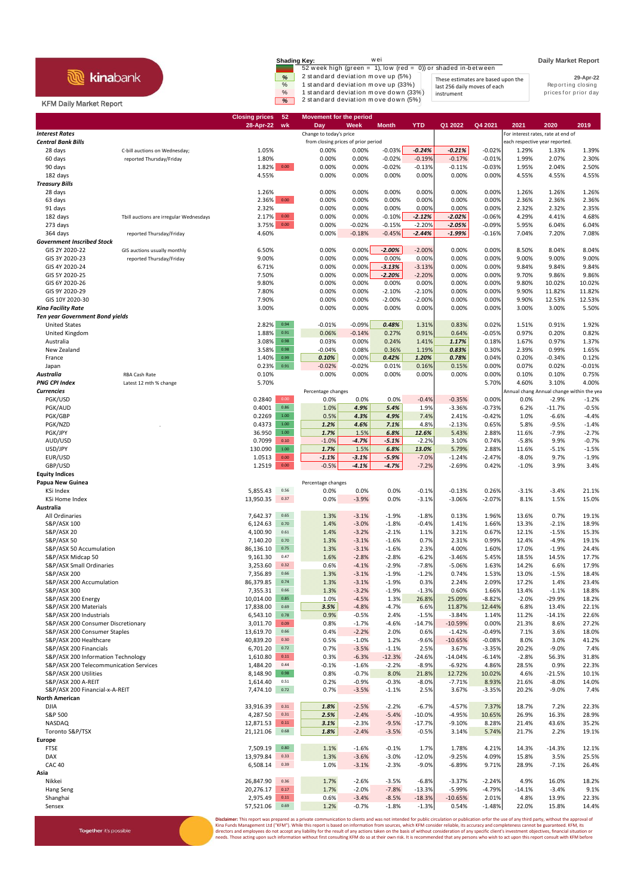kinabank

KFM Daily Market Report

**Shading Key:**

- 52 week high (green = 1), low (red = 0)) or shaded in-between
- % — 2 standard deviation move up (5%)
- % — 1 standard deviation move up (33%)
- % — 1 standard deviation move down (33%)
- % — 2 standard deviation move down (5%)

These estimates are based upon the last 256 daily moves of each instrument

**Daily Market Report**

29-Apr-22

Reporting closing prices for prior day

| | | Closing prices 28-Apr-22 | 52 wk | Day | Week | Month | YTD | Q1 2022 | Q4 2021 | 2021 | 2020 | 2019 |
|---|---|---|---|---|---|---|---|---|---|---|---|---|
| ***Interest Rates*** | | | | Change to today's price from closing prices of prior period | | | | | | For interest rates, rate at end of each respective year reported. | | |
| ***Central Bank Bills*** | | | | | | | | | | | | |
| 28 days | C-bill auctions on Wednesday; | 1.05% | | 0.00% | 0.00% | -0.03% | *-0.24%* | *-0.21%* | -0.02% | 1.29% | 1.33% | 1.39% |
| 60 days | reported Thursday/Friday | 1.80% | | 0.00% | 0.00% | -0.02% | -0.19% | -0.17% | -0.01% | 1.99% | 2.07% | 2.30% |
| 90 days | | 1.82% | 0.00 | 0.00% | 0.00% | -0.02% | -0.13% | -0.11% | -0.03% | 1.95% | 2.04% | 2.50% |
| 182 days | | 4.55% | | 0.00% | 0.00% | 0.00% | 0.00% | 0.00% | 0.00% | 4.55% | 4.55% | 4.55% |
| ***Treasury Bills*** | | | | | | | | | | | | |
| 28 days | | 1.26% | | 0.00% | 0.00% | 0.00% | 0.00% | 0.00% | 0.00% | 1.26% | 1.26% | 1.26% |
| 63 days | | 2.36% | 0.00 | 0.00% | 0.00% | 0.00% | 0.00% | 0.00% | 0.00% | 2.36% | 2.36% | 2.36% |
| 91 days | | 2.32% | | 0.00% | 0.00% | 0.00% | 0.00% | 0.00% | 0.00% | 2.32% | 2.32% | 2.35% |
| 182 days | Tbill auctions are irregular Wednesdays | 2.17% | 0.00 | 0.00% | 0.00% | -0.10% | *-2.12%* | *-2.02%* | -0.06% | 4.29% | 4.41% | 4.68% |
| 273 days | | 3.75% | 0.00 | 0.00% | -0.02% | -0.15% | -2.20% | *-2.05%* | -0.09% | 5.95% | 6.04% | 6.04% |
| 364 days | reported Thursday/Friday | 4.60% | | 0.00% | -0.18% | -0.45% | *-2.44%* | *-1.99%* | -0.16% | 7.04% | 7.20% | 7.08% |
| ***Government Inscribed Stock*** | | | | | | | | | | | | |
| GIS 2Y 2020-22 | GIS auctions usually monthly | 6.50% | | 0.00% | 0.00% | *-2.00%* | -2.00% | 0.00% | 0.00% | 8.50% | 8.04% | 8.04% |
| GIS 3Y 2020-23 | reported Thursday/Friday | 9.00% | | 0.00% | 0.00% | 0.00% | 0.00% | 0.00% | 0.00% | 9.00% | 9.00% | 9.00% |
| GIS 4Y 2020-24 | | 6.71% | | 0.00% | 0.00% | *-3.13%* | -3.13% | 0.00% | 0.00% | 9.84% | 9.84% | 9.84% |
| GIS 5Y 2020-25 | | 7.50% | | 0.00% | 0.00% | *-2.20%* | -2.20% | 0.00% | 0.00% | 9.70% | 9.86% | 9.86% |
| GIS 6Y 2020-26 | | 9.80% | | 0.00% | 0.00% | 0.00% | 0.00% | 0.00% | 0.00% | 9.80% | 10.02% | 10.02% |
| GIS 9Y 2020-29 | | 7.80% | | 0.00% | 0.00% | -2.10% | -2.10% | 0.00% | 0.00% | 9.90% | 11.82% | 11.82% |
| GIS 10Y 2020-30 | | 7.90% | | 0.00% | 0.00% | -2.00% | -2.00% | 0.00% | 0.00% | 9.90% | 12.53% | 12.53% |
| ***Kina Facility Rate*** | | 3.00% | | 0.00% | 0.00% | 0.00% | 0.00% | 0.00% | 0.00% | 3.00% | 3.00% | 5.50% |
| ***Ten year Government Bond yields*** | | | | | | | | | | | | |
| United States | | 2.82% | 0.94 | -0.01% | -0.09% | *0.48%* | 1.31% | 0.83% | 0.02% | 1.51% | 0.91% | 1.92% |
| United Kingdom | | 1.88% | 0.91 | 0.06% | -0.14% | 0.27% | 0.91% | 0.64% | -0.05% | 0.97% | 0.20% | 0.82% |
| Australia | | 3.08% | 0.98 | 0.03% | 0.00% | 0.24% | 1.41% | *1.17%* | 0.18% | 1.67% | 0.97% | 1.37% |
| New Zealand | | 3.58% | 0.98 | -0.04% | 0.08% | 0.36% | 1.19% | *0.83%* | 0.30% | 2.39% | 0.99% | 1.65% |
| France | | 1.40% | 0.99 | *0.10%* | 0.00% | *0.42%* | *1.20%* | *0.78%* | 0.04% | 0.20% | -0.34% | 0.12% |
| Japan | | 0.23% | 0.91 | -0.02% | -0.02% | 0.01% | 0.16% | 0.15% | 0.00% | 0.07% | 0.02% | -0.01% |
| ***Australia*** | RBA Cash Rate | 0.10% | | 0.00% | 0.00% | 0.00% | 0.00% | 0.00% | 0.00% | 0.10% | 0.10% | 0.75% |
| ***PNG CPI Index*** | Latest 12 mth % change | 5.70% | | | | | | | 5.70% | 4.60% | 3.10% | 4.00% |
| ***Currencies*** | | | | Percentage changes | | | | | | Annual chang | Annual change within the yea | |
| PGK/USD | | 0.2840 | 0.00 | 0.0% | 0.0% | 0.0% | -0.4% | -0.35% | 0.00% | 0.0% | -2.9% | -1.2% |
| PGK/AUD | | 0.4001 | 0.86 | 1.0% | *4.9%* | *5.4%* | 1.9% | -3.36% | -0.73% | 6.2% | -11.7% | -0.5% |
| PGK/GBP | | 0.2269 | 1.00 | 0.5% | *4.3%* | *4.9%* | 7.4% | 2.41% | -0.42% | 1.0% | -6.6% | -4.4% |
| PGK/NZD | | 0.4373 | 1.00 | *1.2%* | *4.6%* | *7.1%* | 4.8% | -2.13% | 0.65% | 5.8% | -9.5% | -1.4% |
| PGK/JPY | | 36.950 | 1.00 | *1.7%* | 1.5% | *6.8%* | *12.6%* | 5.43% | 2.88% | 11.6% | -7.9% | -2.7% |
| AUD/USD | | 0.7099 | 0.10 | -1.0% | *-4.7%* | *-5.1%* | -2.2% | 3.10% | 0.74% | -5.8% | 9.9% | -0.7% |
| USD/JPY | | 130.090 | 1.00 | *1.7%* | 1.5% | *6.8%* | *13.0%* | 5.79% | 2.88% | 11.6% | -5.1% | -1.5% |
| EUR/USD | | 1.0513 | 0.00 | *-1.1%* | *-3.1%* | *-5.9%* | -7.0% | -1.24% | -2.47% | -8.0% | 9.7% | -1.9% |
| GBP/USD | | 1.2519 | 0.00 | -0.5% | *-4.1%* | *-4.7%* | -7.2% | -2.69% | 0.42% | -1.0% | 3.9% | 3.4% |
| **Equity Indices** | | | | | | | | | | | | |
| **Papua New Guinea** | | | | Percentage changes | | | | | | | | |
| KSi Index | | 5,855.43 | 0.56 | 0.0% | 0.0% | 0.0% | -0.1% | -0.13% | 0.26% | -3.1% | -3.4% | 21.1% |
| KSi Home Index | | 13,950.35 | 0.37 | 0.0% | -3.9% | 0.0% | -3.1% | -3.06% | -2.07% | 8.1% | 1.5% | 15.0% |
| **Australia** | | | | | | | | | | | | |
| All Ordinaries | | 7,642.37 | 0.65 | 1.3% | -3.1% | -1.9% | -1.8% | 0.13% | 1.96% | 13.6% | 0.7% | 19.1% |
| S&P/ASX 100 | | 6,124.63 | 0.70 | 1.4% | -3.0% | -1.8% | -0.4% | 1.41% | 1.66% | 13.3% | -2.1% | 18.9% |
| S&P/ASX 20 | | 4,100.90 | 0.61 | 1.4% | -3.2% | -2.1% | 1.1% | 3.21% | 0.67% | 12.1% | -1.5% | 15.3% |
| S&P/ASX 50 | | 7,140.20 | 0.70 | 1.3% | -3.1% | -1.6% | 0.7% | 2.31% | 0.99% | 12.4% | -4.9% | 19.1% |
| S&P/ASX 50 Accumulation | | 86,136.10 | 0.75 | 1.3% | -3.1% | -1.6% | 2.3% | 4.00% | 1.60% | 17.0% | -1.9% | 24.4% |
| S&P/ASX Midcap 50 | | 9,161.30 | 0.47 | 1.6% | -2.8% | -2.8% | -6.2% | -3.46% | 5.45% | 18.5% | 14.5% | 17.7% |
| S&P/ASX Small Ordinaries | | 3,253.60 | 0.32 | 0.6% | -4.1% | -2.9% | -7.8% | -5.06% | 1.63% | 14.2% | 6.6% | 17.9% |
| S&P/ASX 200 | | 7,356.89 | 0.66 | 1.3% | -3.1% | -1.9% | -1.2% | 0.74% | 1.53% | 13.0% | -1.5% | 18.4% |
| S&P/ASX 200 Accumulation | | 86,379.85 | 0.74 | 1.3% | -3.1% | -1.9% | 0.3% | 2.24% | 2.09% | 17.2% | 1.4% | 23.4% |
| S&P/ASX 300 | | 7,355.31 | 0.66 | 1.3% | -3.2% | -1.9% | -1.3% | 0.60% | 1.66% | 13.4% | -1.1% | 18.8% |
| S&P/ASX 200 Energy | | 10,014.00 | 0.85 | 1.0% | -4.5% | 1.3% | 26.8% | 25.09% | -8.82% | -2.0% | -29.9% | 18.2% |
| S&P/ASX 200 Materials | | 17,838.00 | 0.69 | *3.5%* | -4.8% | -4.7% | 6.6% | 11.87% | 12.44% | 6.8% | 13.4% | 22.1% |
| S&P/ASX 200 Industrials | | 6,543.10 | 0.78 | 0.9% | -0.5% | 2.4% | -1.5% | -3.84% | 1.14% | 11.2% | -14.1% | 22.6% |
| S&P/ASX 200 Consumer Discretionary | | 3,011.70 | 0.09 | 0.8% | -1.7% | -4.6% | -14.7% | -10.59% | 0.00% | 21.3% | 8.6% | 27.2% |
| S&P/ASX 200 Consumer Staples | | 13,619.70 | 0.66 | 0.4% | -2.2% | 2.0% | 0.6% | -1.42% | -0.49% | 7.1% | 3.6% | 18.0% |
| S&P/ASX 200 Healthcare | | 40,839.20 | 0.30 | 0.5% | -1.0% | 1.2% | -9.6% | -10.65% | -0.08% | 8.0% | 3.0% | 41.2% |
| S&P/ASX 200 Financials | | 6,701.20 | 0.72 | 0.7% | -3.5% | -1.1% | 2.5% | 3.67% | -3.35% | 20.2% | -9.0% | 7.4% |
| S&P/ASX 200 Information Technology | | 1,610.80 | 0.11 | 0.3% | -6.3% | -12.3% | -24.6% | -14.04% | -6.14% | -2.8% | 56.3% | 31.8% |
| S&P/ASX 200 Telecommunication Services | | 1,484.20 | 0.44 | -0.1% | -1.6% | -2.2% | -8.9% | -6.92% | 4.86% | 28.5% | 0.9% | 22.3% |
| S&P/ASX 200 Utilities | | 8,148.90 | 0.98 | 0.8% | -0.7% | 8.0% | 21.8% | 12.72% | 10.02% | 4.6% | -21.5% | 10.1% |
| S&P/ASX 200 A-REIT | | 1,614.40 | 0.51 | 0.2% | -0.9% | -0.3% | -8.0% | -7.71% | 8.93% | 21.6% | -8.0% | 14.0% |
| S&P/ASX 200 Financial-x-A-REIT | | 7,474.10 | 0.72 | 0.7% | -3.5% | -1.1% | 2.5% | 3.67% | -3.35% | 20.2% | -9.0% | 7.4% |
| **North American** | | | | | | | | | | | | |
| DJIA | | 33,916.39 | 0.31 | *1.8%* | -2.5% | -2.2% | -6.7% | -4.57% | 7.37% | 18.7% | 7.2% | 22.3% |
| S&P 500 | | 4,287.50 | 0.31 | *2.5%* | -2.4% | -5.4% | -10.0% | -4.95% | 10.65% | 26.9% | 16.3% | 28.9% |
| NASDAQ | | 12,871.53 | 0.11 | *3.1%* | -2.3% | -9.5% | -17.7% | -9.10% | 8.28% | 21.4% | 43.6% | 35.2% |
| Toronto S&P/TSX | | 21,121.06 | 0.68 | *1.8%* | -2.4% | -3.5% | -0.5% | 3.14% | 5.74% | 21.7% | 2.2% | 19.1% |
| **Europe** | | | | | | | | | | | | |
| FTSE | | 7,509.19 | 0.80 | 1.1% | -1.6% | -0.1% | 1.7% | 1.78% | 4.21% | 14.3% | -14.3% | 12.1% |
| DAX | | 13,979.84 | 0.33 | 1.3% | -3.6% | -3.0% | -12.0% | -9.25% | 4.09% | 15.8% | 3.5% | 25.5% |
| CAC 40 | | 6,508.14 | 0.39 | 1.0% | -3.1% | -2.3% | -9.0% | -6.89% | 9.71% | 28.9% | -7.1% | 26.4% |
| **Asia** | | | | | | | | | | | | |
| Nikkei | | 26,847.90 | 0.36 | 1.7% | -2.6% | -3.5% | -6.8% | -3.37% | -2.24% | 4.9% | 16.0% | 18.2% |
| Hang Seng | | 20,276.17 | 0.17 | 1.7% | -2.0% | -7.8% | -13.3% | -5.99% | -4.79% | -14.1% | -3.4% | 9.1% |
| Shanghai | | 2,975.49 | 0.11 | 0.6% | -3.4% | -8.5% | -18.3% | -10.65% | 2.01% | 4.8% | 13.9% | 22.3% |
| Sensex | | 57,521.06 | 0.69 | 1.2% | -0.7% | -1.8% | -1.3% | 0.54% | -1.48% | 22.0% | 15.8% | 14.4% |

Together it's possible

**Disclaimer:** This report was prepared as a private communication to clients and was not intended for public circulation or publication orfor the use of any third party, without the approval of Kina Funds Management Ltd ("KFM"). While this report is based on information from sources, which KFM consider reliable, its accuracy and completeness cannot be guaranteed. KFM, its directors and employees do not accept any liability for the result of any actions taken on the basis of without consideration of any specific client's investment objectives, financial situation or needs. Those acting upon such information without first consulting KFM do so at their own risk. It is recommended that any persons who wish to act upon this report consult with KFM before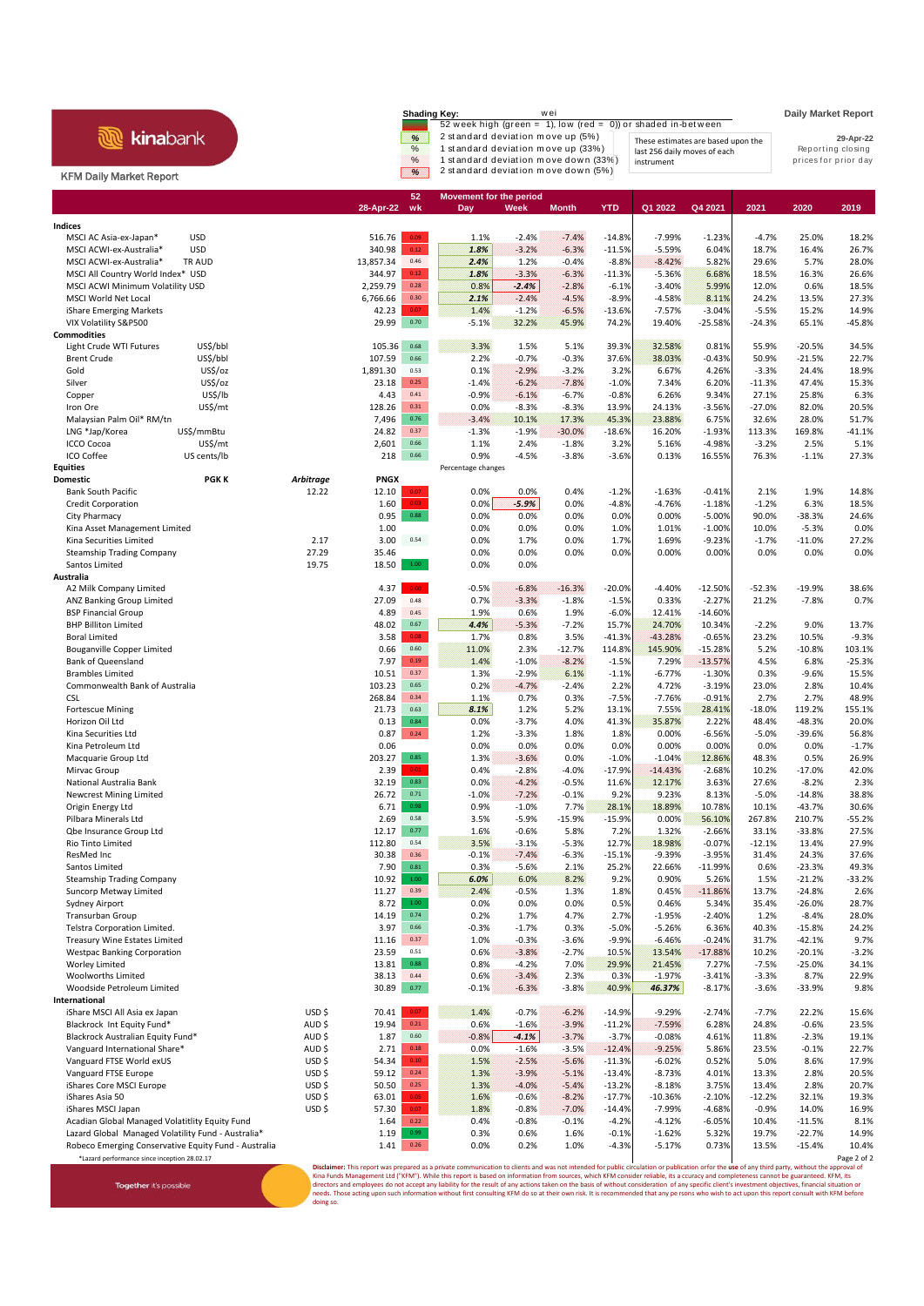kinabank

KFM Daily Market Report

**Shading Key:**

52 week high (green = 1), low (red = 0)) or shaded in-between

% 2 standard deviation move up (5%)

% 1 standard deviation move up (33%)

% 1 standard deviation move down (33%)

% 2 standard deviation move down (5%)

These estimates are based upon the last 256 daily moves of each instrument

**Daily Market Report**

**29-Apr-22**

Reporting closing prices for prior day

| | | | 28-Apr-22 | 52 wk | Day | Week | Month | YTD | Q1 2022 | Q4 2021 | 2021 | 2020 | 2019 |
|---|---|---|---|---|---|---|---|---|---|---|---|---|---|
| **Indices** | | | | | | | | | | | | | |
| MSCI AC Asia-ex-Japan* | USD | | 516.76 | 0.09 | 1.1% | -2.4% | -7.4% | -14.8% | -7.99% | -1.23% | -4.7% | 25.0% | 18.2% |
| MSCI ACWI-ex-Australia* | USD | | 340.98 | 0.12 | 1.8% | -3.2% | -6.3% | -11.5% | -5.59% | 6.04% | 18.7% | 16.4% | 26.7% |
| MSCI ACWI-ex-Australia* | TR AUD | | 13,857.34 | 0.46 | 2.4% | 1.2% | -0.4% | -8.8% | -8.42% | 5.82% | 29.6% | 5.7% | 28.0% |
| MSCI All Country World Index* | USD | | 344.97 | 0.12 | 1.8% | -3.3% | -6.3% | -11.3% | -5.36% | 6.68% | 18.5% | 16.3% | 26.6% |
| MSCI ACWI Minimum Volatility USD | | | 2,259.79 | 0.28 | 0.8% | -2.4% | -2.8% | -6.1% | -3.40% | 5.99% | 12.0% | 0.6% | 18.5% |
| MSCI World Net Local | | | 6,766.66 | 0.30 | 2.1% | -2.4% | -4.5% | -8.9% | -4.58% | 8.11% | 24.2% | 13.5% | 27.3% |
| iShare Emerging Markets | | | 42.23 | 0.07 | 1.4% | -1.2% | -6.5% | -13.6% | -7.57% | -3.04% | -5.5% | 15.2% | 14.9% |
| VIX Volatility S&P500 | | | 29.99 | 0.70 | -5.1% | 32.2% | 45.9% | 74.2% | 19.40% | -25.58% | -24.3% | 65.1% | -45.8% |
| **Commodities** | | | | | | | | | | | | | |
| Light Crude WTI Futures | US$/bbl | | 105.36 | 0.68 | 3.3% | 1.5% | 5.1% | 39.3% | 32.58% | 0.81% | 55.9% | -20.5% | 34.5% |
| Brent Crude | US$/bbl | | 107.59 | 0.66 | 2.2% | -0.7% | -0.3% | 37.6% | 38.03% | -0.43% | 50.9% | -21.5% | 22.7% |
| Gold | US$/oz | | 1,891.30 | 0.53 | 0.1% | -2.9% | -3.2% | 3.2% | 6.67% | 4.26% | -3.3% | 24.4% | 18.9% |
| Silver | US$/oz | | 23.18 | 0.25 | -1.4% | -6.2% | -7.8% | -1.0% | 7.34% | 6.20% | -11.3% | 47.4% | 15.3% |
| Copper | US$/lb | | 4.43 | 0.41 | -0.9% | -6.1% | -6.7% | -0.8% | 6.26% | 9.34% | 27.1% | 25.8% | 6.3% |
| Iron Ore | US$/mt | | 128.26 | 0.31 | 0.0% | -8.3% | -8.3% | 13.9% | 24.13% | -3.56% | -27.0% | 82.0% | 20.5% |
| Malaysian Palm Oil* RM/tn | | | 7,496 | 0.76 | -3.4% | 10.1% | 17.3% | 45.3% | 23.88% | 6.75% | 32.6% | 28.0% | 51.7% |
| LNG *Jap/Korea | US$/mmBtu | | 24.82 | 0.37 | -1.3% | -1.9% | -30.0% | -18.6% | 16.20% | -1.93% | 113.3% | 169.8% | -41.1% |
| ICCO Cocoa | US$/mt | | 2,601 | 0.66 | 1.1% | 2.4% | -1.8% | 3.2% | 5.16% | -4.98% | -3.2% | 2.5% | 5.1% |
| ICO Coffee | US cents/lb | | 218 | 0.66 | 0.9% | -4.5% | -3.8% | -3.6% | 0.13% | 16.55% | 76.3% | -1.1% | 27.3% |
| **Equities** | | | | | Percentage changes | | | | | | | | |
| **Domestic** | **PGK K** | **Arbitrage** | **PNGX** | | | | | | | | | | |
| Bank South Pacific | | 12.22 | 12.10 | 0.07 | 0.0% | 0.0% | 0.4% | -1.2% | -1.63% | -0.41% | 2.1% | 1.9% | 14.8% |
| Credit Corporation | | | 1.60 | 0.03 | 0.0% | -5.9% | 0.0% | -4.8% | -4.76% | -1.18% | -1.2% | 6.3% | 18.5% |
| City Pharmacy | | | 0.95 | 0.88 | 0.0% | 0.0% | 0.0% | 0.0% | 0.00% | -5.00% | 90.0% | -38.3% | 24.6% |
| Kina Asset Management Limited | | | 1.00 | | 0.0% | 0.0% | 0.0% | 1.0% | 1.01% | -1.00% | 10.0% | -5.3% | 0.0% |
| Kina Securities Limited | | 2.17 | 3.00 | 0.54 | 0.0% | 1.7% | 0.0% | 1.7% | 1.69% | -9.23% | -1.7% | -11.0% | 27.2% |
| Steamship Trading Company | | 27.29 | 35.46 | | 0.0% | 0.0% | 0.0% | 0.0% | 0.00% | 0.00% | 0.0% | 0.0% | 0.0% |
| Santos Limited | | 19.75 | 18.50 | 1.00 | 0.0% | 0.0% | | | | | | | |
| **Australia** | | | | | | | | | | | | | |
| A2 Milk Company Limited | | | 4.37 | 0.00 | -0.5% | -6.8% | -16.3% | -20.0% | -4.40% | -12.50% | -52.3% | -19.9% | 38.6% |
| ANZ Banking Group Limited | | | 27.09 | 0.48 | 0.7% | -3.3% | -1.8% | -1.5% | 0.33% | -2.27% | 21.2% | -7.8% | 0.7% |
| BSP Financial Group | | | 4.89 | 0.45 | 1.9% | 0.6% | 1.9% | -6.0% | 12.41% | -14.60% | | | |
| BHP Billiton Limited | | | 48.02 | 0.67 | 4.4% | -5.3% | -7.2% | 15.7% | 24.70% | 10.34% | -2.2% | 9.0% | 13.7% |
| Boral Limited | | | 3.58 | 0.08 | 1.7% | 0.8% | 3.5% | -41.3% | -43.28% | -0.65% | 23.2% | 10.5% | -9.3% |
| Bouganville Copper Limited | | | 0.66 | 0.60 | 11.0% | 2.3% | -12.7% | 114.8% | 145.90% | -15.28% | 5.2% | -10.8% | 103.1% |
| Bank of Queensland | | | 7.97 | 0.19 | 1.4% | -1.0% | -8.2% | -1.5% | 7.29% | -13.57% | 4.5% | 6.8% | -25.3% |
| Brambles Limited | | | 10.51 | 0.37 | 1.3% | -2.9% | 6.1% | -1.1% | -6.77% | -1.30% | 0.3% | -9.6% | 15.5% |
| Commonwealth Bank of Australia | | | 103.23 | 0.65 | 0.2% | -4.7% | -2.4% | 2.2% | 4.72% | -3.19% | 23.0% | 2.8% | 10.4% |
| CSL | | | 268.84 | 0.34 | 1.1% | 0.7% | 0.3% | -7.5% | -7.76% | -0.91% | 2.7% | 2.7% | 48.9% |
| Fortescue Mining | | | 21.73 | 0.63 | 8.1% | 1.2% | 5.2% | 13.1% | 7.55% | 28.41% | -18.0% | 119.2% | 155.1% |
| Horizon Oil Ltd | | | 0.13 | 0.84 | 0.0% | -3.7% | 4.0% | 41.3% | 35.87% | 2.22% | 48.4% | -48.3% | 20.0% |
| Kina Securities Ltd | | | 0.87 | 0.24 | 1.2% | -3.3% | 1.8% | 1.8% | 0.00% | -6.56% | -5.0% | -39.6% | 56.8% |
| Kina Petroleum Ltd | | | 0.06 | | 0.0% | 0.0% | 0.0% | 0.0% | 0.00% | 0.00% | 0.0% | 0.0% | -1.7% |
| Macquarie Group Ltd | | | 203.27 | 0.85 | 1.3% | -3.6% | 0.0% | -1.0% | -1.04% | 12.86% | 48.3% | 0.5% | 26.9% |
| Mirvac Group | | | 2.39 | 0.03 | 0.4% | -2.8% | -4.0% | -17.9% | -14.43% | -2.68% | 10.2% | -17.0% | 42.0% |
| National Australia Bank | | | 32.19 | 0.83 | 0.0% | -4.2% | -0.5% | 11.6% | 12.17% | 3.63% | 27.6% | -8.2% | 2.3% |
| Newcrest Mining Limited | | | 26.72 | 0.71 | -1.0% | -7.2% | -0.1% | 9.2% | 9.23% | 8.13% | -5.0% | -14.8% | 38.8% |
| Origin Energy Ltd | | | 6.71 | 0.98 | 0.9% | -1.0% | 7.7% | 28.1% | 18.89% | 10.78% | 10.1% | -43.7% | 30.6% |
| Pilbara Minerals Ltd | | | 2.69 | 0.58 | 3.5% | -5.9% | -15.9% | -15.9% | 0.00% | 56.10% | 267.8% | 210.7% | -55.2% |
| Qbe Insurance Group Ltd | | | 12.17 | 0.77 | 1.6% | -0.6% | 5.8% | 7.2% | 1.32% | -2.66% | 33.1% | -33.8% | 27.5% |
| Rio Tinto Limited | | | 112.80 | 0.54 | 3.5% | -3.1% | -5.3% | 12.7% | 18.98% | -0.07% | -12.1% | 13.4% | 27.9% |
| ResMed Inc | | | 30.38 | 0.36 | -0.1% | -7.4% | -6.3% | -15.1% | -9.39% | -3.95% | 31.4% | 24.3% | 37.6% |
| Santos Limited | | | 7.90 | 0.81 | 0.3% | -5.6% | 2.1% | 25.2% | 22.66% | -11.99% | 0.6% | -23.3% | 49.3% |
| Steamship Trading Company | | | 10.92 | 1.00 | 6.0% | 6.0% | 8.2% | 9.2% | 0.90% | 5.26% | 1.5% | -21.2% | -33.2% |
| Suncorp Metway Limited | | | 11.27 | 0.39 | 2.4% | -0.5% | 1.3% | 1.8% | 0.45% | -11.86% | 13.7% | -24.8% | 2.6% |
| Sydney Airport | | | 8.72 | 1.00 | 0.0% | 0.0% | 0.0% | 0.5% | 0.46% | 5.34% | 35.4% | -26.0% | 28.7% |
| Transurban Group | | | 14.19 | 0.74 | 0.2% | 1.7% | 4.7% | 2.7% | -1.95% | -2.40% | 1.2% | -8.4% | 28.0% |
| Telstra Corporation Limited. | | | 3.97 | 0.66 | -0.3% | -1.7% | 0.3% | -5.0% | -5.26% | 6.36% | 40.3% | -15.8% | 24.2% |
| Treasury Wine Estates Limited | | | 11.16 | 0.37 | 1.0% | -0.3% | -3.6% | -9.9% | -6.46% | -0.24% | 31.7% | -42.1% | 9.7% |
| Westpac Banking Corporation | | | 23.59 | 0.51 | 0.6% | -3.8% | -2.7% | 10.5% | 13.54% | -17.88% | 10.2% | -20.1% | -3.2% |
| Worley Limited | | | 13.81 | 0.88 | 0.8% | -4.2% | 7.0% | 29.9% | 21.45% | 7.27% | -7.5% | -25.0% | 34.1% |
| Woolworths Limited | | | 38.13 | 0.44 | 0.6% | -3.4% | 2.3% | 0.3% | -1.97% | -3.41% | -3.3% | 8.7% | 22.9% |
| Woodside Petroleum Limited | | | 30.89 | 0.77 | -0.1% | -6.3% | -3.8% | 40.9% | 46.37% | -8.17% | -3.6% | -33.9% | 9.8% |
| **International** | | | | | | | | | | | | | |
| iShare MSCI All Asia ex Japan | | USD $ | 70.41 | 0.07 | 1.4% | -0.7% | -6.2% | -14.9% | -9.29% | -2.74% | -7.7% | 22.2% | 15.6% |
| Blackrock Int Equity Fund* | | AUD $ | 19.94 | 0.21 | 0.6% | -1.6% | -3.9% | -11.2% | -7.59% | 6.28% | 24.8% | -0.6% | 23.5% |
| Blackrock Australian Equity Fund* | | AUD $ | 1.87 | 0.60 | -0.8% | -4.1% | -3.7% | -3.7% | -0.08% | 4.61% | 11.8% | -2.3% | 19.1% |
| Vanguard International Share* | | AUD $ | 2.71 | 0.18 | 0.0% | -1.6% | -3.5% | -12.4% | -9.25% | 5.86% | 23.5% | -0.1% | 22.7% |
| Vanguard FTSE World exUS | | USD $ | 54.34 | 0.10 | 1.5% | -2.5% | -5.6% | -11.3% | -6.02% | 0.52% | 5.0% | 8.6% | 17.9% |
| Vanguard FTSE Europe | | USD $ | 59.12 | 0.24 | 1.3% | -3.9% | -5.1% | -13.4% | -8.73% | 4.01% | 13.3% | 2.8% | 20.5% |
| iShares Core MSCI Europe | | USD $ | 50.50 | 0.25 | 1.3% | -4.0% | -5.4% | -13.2% | -8.18% | 3.75% | 13.4% | 2.8% | 20.7% |
| iShares Asia 50 | | USD $ | 63.01 | 0.05 | 1.6% | -0.6% | -8.2% | -17.7% | -10.36% | -2.10% | -12.2% | 32.1% | 19.3% |
| iShares MSCI Japan | | USD $ | 57.30 | 0.07 | 1.8% | -0.8% | -7.0% | -14.4% | -7.99% | -4.68% | -0.9% | 14.0% | 16.9% |
| Acadian Global Managed Volatility Equity Fund | | | 1.64 | 0.22 | 0.4% | -0.8% | -0.1% | -4.2% | -4.12% | -6.05% | 10.4% | -11.5% | 8.1% |
| Lazard Global Managed Volatility Fund - Australia* | | | 1.19 | 0.99 | 0.3% | 0.6% | 1.6% | -0.1% | -1.62% | 5.32% | 19.7% | -22.7% | 14.9% |
| Robeco Emerging Conservative Equity Fund - Australia | | | 1.41 | 0.26 | 0.0% | 0.2% | 1.0% | -4.3% | -5.17% | 0.73% | 13.5% | -15.4% | 10.4% |

*Lazard performance since inception 28.02.17

**Disclaimer:** This report was prepared as a private communication to clients and was not intended for public circulation or publication orfor the use of any third party, without the approval of Kina Funds Management Ltd ("KFM"). While this report is based on information from sources, which KFM consider reliable, its a ccuracy and completeness cannot be guaranteed. KFM, its directors and employees do not accept any liability for the result of any actions taken on the basis of without consideration of any specific client's investment objectives, financial situation or needs. Those acting upon such information without first consulting KFM do so at their own risk. It is recommended that any pe rsons who wish to act upon this report consult with KFM before doing so.

Together it's possible